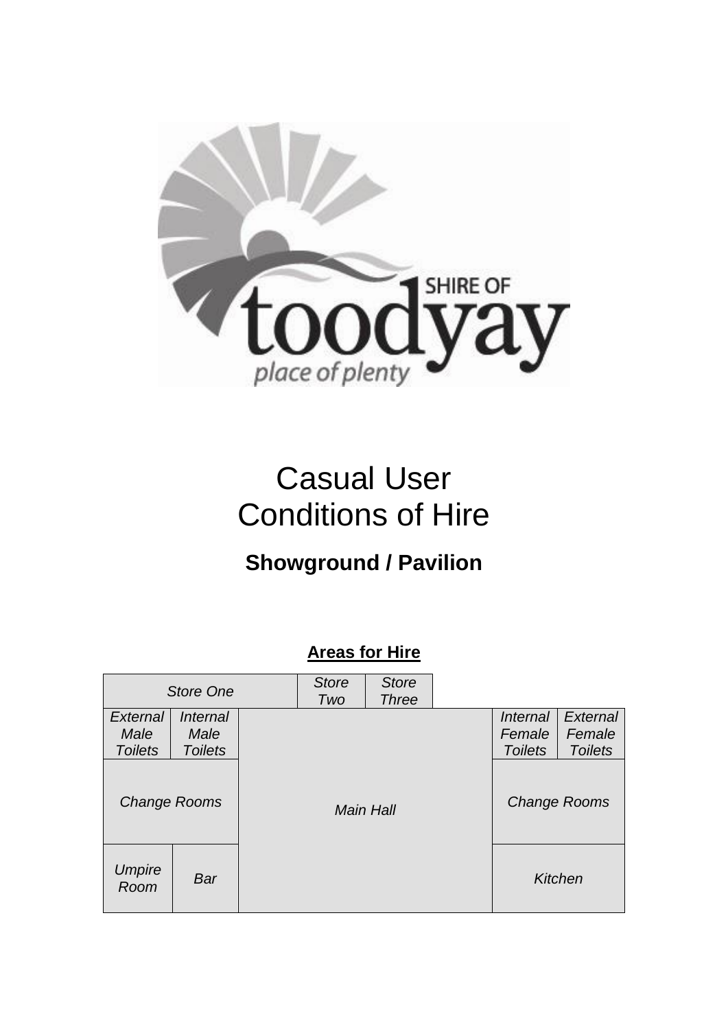SHIRE OF toodyay

place of plenty

# Casual User Conditions of Hire

## Showground / Pavilion

### Areas for Hire

| Store One | | Store Two | Store Three | | |
|---|---|---|---|---|---|
| External Male Toilets | Internal Male Toilets | Main Hall | | Internal Female Toilets | External Female Toilets |
| Change Rooms | | | | Change Rooms | |
| Umpire Room | Bar | | | Kitchen | |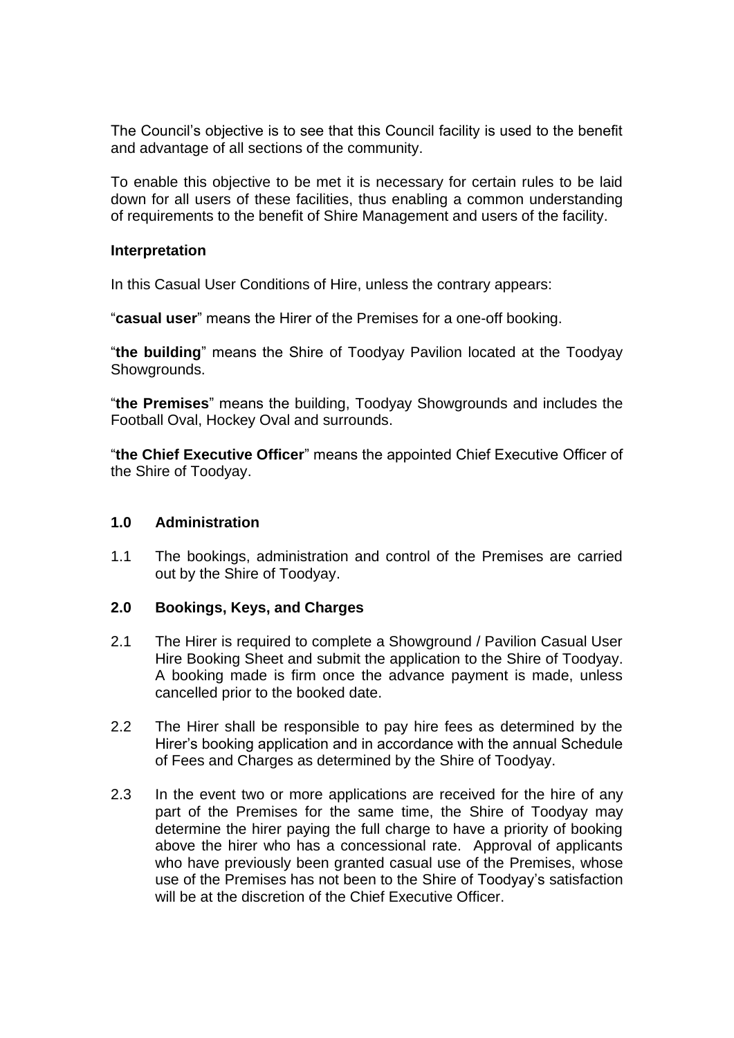The Council's objective is to see that this Council facility is used to the benefit and advantage of all sections of the community.

To enable this objective to be met it is necessary for certain rules to be laid down for all users of these facilities, thus enabling a common understanding of requirements to the benefit of Shire Management and users of the facility.

**Interpretation**

In this Casual User Conditions of Hire, unless the contrary appears:

"**casual user**" means the Hirer of the Premises for a one-off booking.

"**the building**" means the Shire of Toodyay Pavilion located at the Toodyay Showgrounds.

"**the Premises**" means the building, Toodyay Showgrounds and includes the Football Oval, Hockey Oval and surrounds.

"**the Chief Executive Officer**" means the appointed Chief Executive Officer of the Shire of Toodyay.

## 1.0 Administration

1.1 The bookings, administration and control of the Premises are carried out by the Shire of Toodyay.

## 2.0 Bookings, Keys, and Charges

2.1 The Hirer is required to complete a Showground / Pavilion Casual User Hire Booking Sheet and submit the application to the Shire of Toodyay. A booking made is firm once the advance payment is made, unless cancelled prior to the booked date.

2.2 The Hirer shall be responsible to pay hire fees as determined by the Hirer's booking application and in accordance with the annual Schedule of Fees and Charges as determined by the Shire of Toodyay.

2.3 In the event two or more applications are received for the hire of any part of the Premises for the same time, the Shire of Toodyay may determine the hirer paying the full charge to have a priority of booking above the hirer who has a concessional rate. Approval of applicants who have previously been granted casual use of the Premises, whose use of the Premises has not been to the Shire of Toodyay's satisfaction will be at the discretion of the Chief Executive Officer.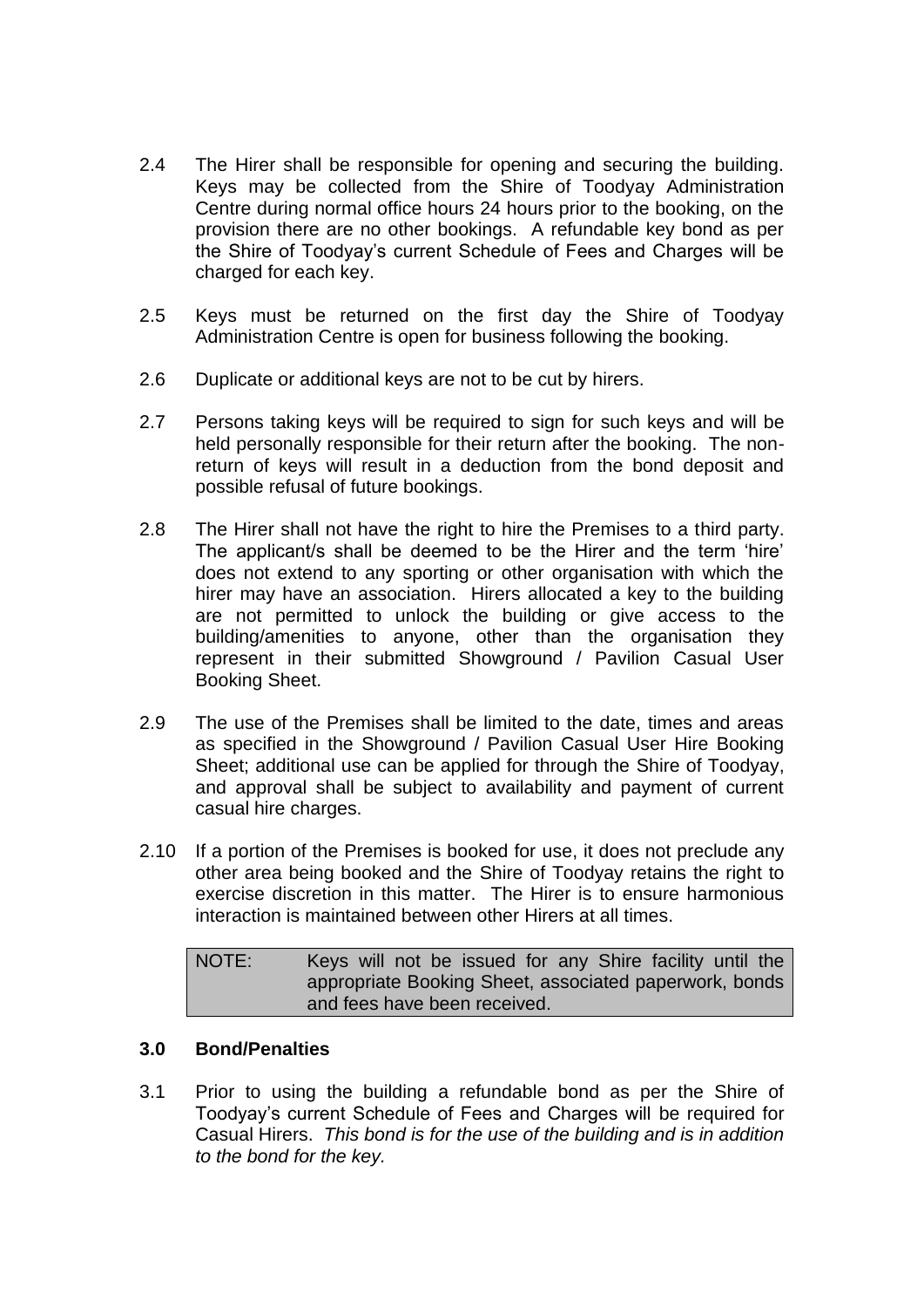2.4 The Hirer shall be responsible for opening and securing the building. Keys may be collected from the Shire of Toodyay Administration Centre during normal office hours 24 hours prior to the booking, on the provision there are no other bookings. A refundable key bond as per the Shire of Toodyay's current Schedule of Fees and Charges will be charged for each key.

2.5 Keys must be returned on the first day the Shire of Toodyay Administration Centre is open for business following the booking.

2.6 Duplicate or additional keys are not to be cut by hirers.

2.7 Persons taking keys will be required to sign for such keys and will be held personally responsible for their return after the booking. The non-return of keys will result in a deduction from the bond deposit and possible refusal of future bookings.

2.8 The Hirer shall not have the right to hire the Premises to a third party. The applicant/s shall be deemed to be the Hirer and the term 'hire' does not extend to any sporting or other organisation with which the hirer may have an association. Hirers allocated a key to the building are not permitted to unlock the building or give access to the building/amenities to anyone, other than the organisation they represent in their submitted Showground / Pavilion Casual User Booking Sheet.

2.9 The use of the Premises shall be limited to the date, times and areas as specified in the Showground / Pavilion Casual User Hire Booking Sheet; additional use can be applied for through the Shire of Toodyay, and approval shall be subject to availability and payment of current casual hire charges.

2.10 If a portion of the Premises is booked for use, it does not preclude any other area being booked and the Shire of Toodyay retains the right to exercise discretion in this matter. The Hirer is to ensure harmonious interaction is maintained between other Hirers at all times.

| NOTE: | Keys will not be issued for any Shire facility until the appropriate Booking Sheet, associated paperwork, bonds and fees have been received. |
|---|---|

### 3.0 Bond/Penalties

3.1 Prior to using the building a refundable bond as per the Shire of Toodyay's current Schedule of Fees and Charges will be required for Casual Hirers. *This bond is for the use of the building and is in addition to the bond for the key.*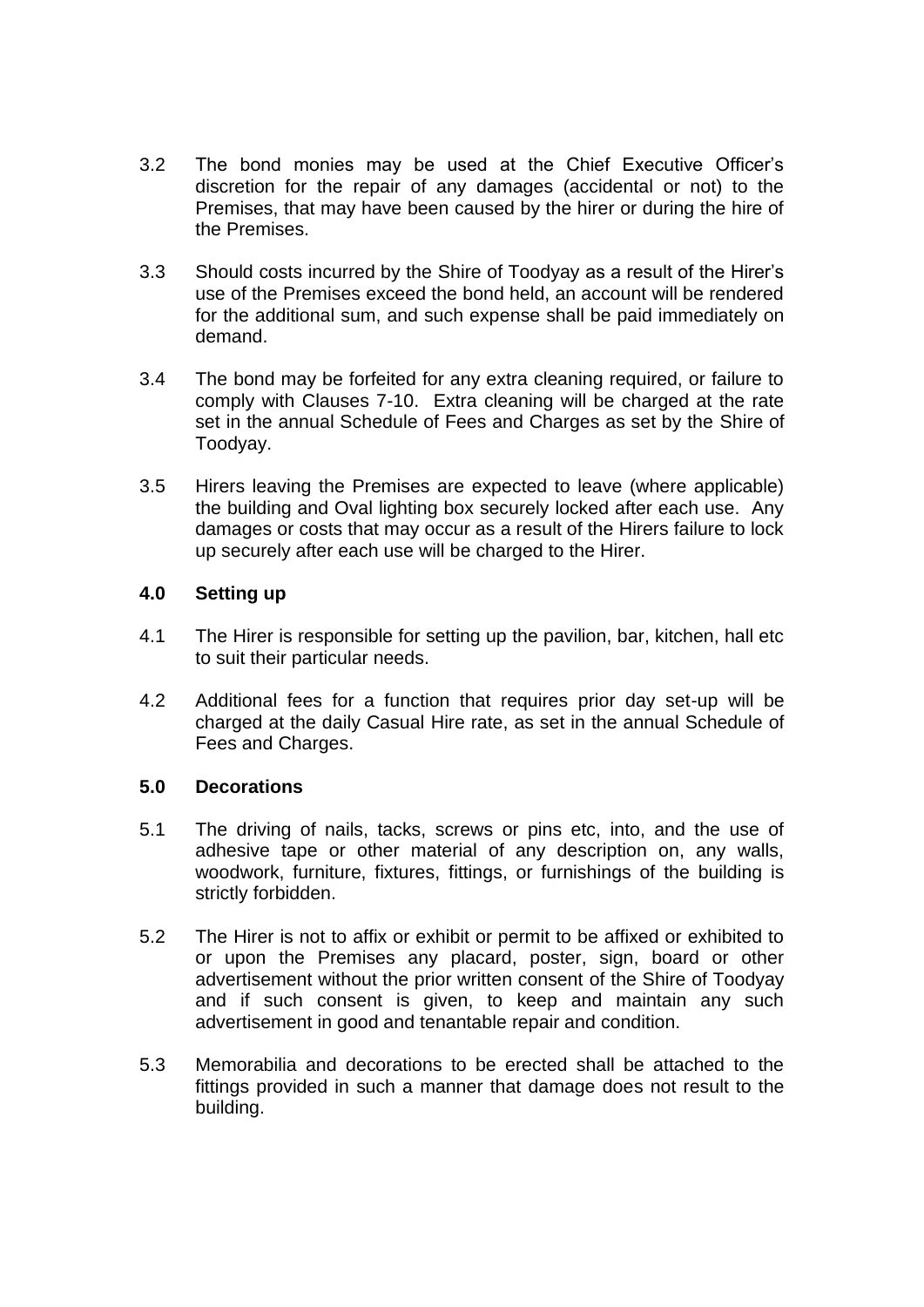3.2 The bond monies may be used at the Chief Executive Officer's discretion for the repair of any damages (accidental or not) to the Premises, that may have been caused by the hirer or during the hire of the Premises.

3.3 Should costs incurred by the Shire of Toodyay as a result of the Hirer's use of the Premises exceed the bond held, an account will be rendered for the additional sum, and such expense shall be paid immediately on demand.

3.4 The bond may be forfeited for any extra cleaning required, or failure to comply with Clauses 7-10. Extra cleaning will be charged at the rate set in the annual Schedule of Fees and Charges as set by the Shire of Toodyay.

3.5 Hirers leaving the Premises are expected to leave (where applicable) the building and Oval lighting box securely locked after each use. Any damages or costs that may occur as a result of the Hirers failure to lock up securely after each use will be charged to the Hirer.

## 4.0 Setting up

4.1 The Hirer is responsible for setting up the pavilion, bar, kitchen, hall etc to suit their particular needs.

4.2 Additional fees for a function that requires prior day set-up will be charged at the daily Casual Hire rate, as set in the annual Schedule of Fees and Charges.

## 5.0 Decorations

5.1 The driving of nails, tacks, screws or pins etc, into, and the use of adhesive tape or other material of any description on, any walls, woodwork, furniture, fixtures, fittings, or furnishings of the building is strictly forbidden.

5.2 The Hirer is not to affix or exhibit or permit to be affixed or exhibited to or upon the Premises any placard, poster, sign, board or other advertisement without the prior written consent of the Shire of Toodyay and if such consent is given, to keep and maintain any such advertisement in good and tenantable repair and condition.

5.3 Memorabilia and decorations to be erected shall be attached to the fittings provided in such a manner that damage does not result to the building.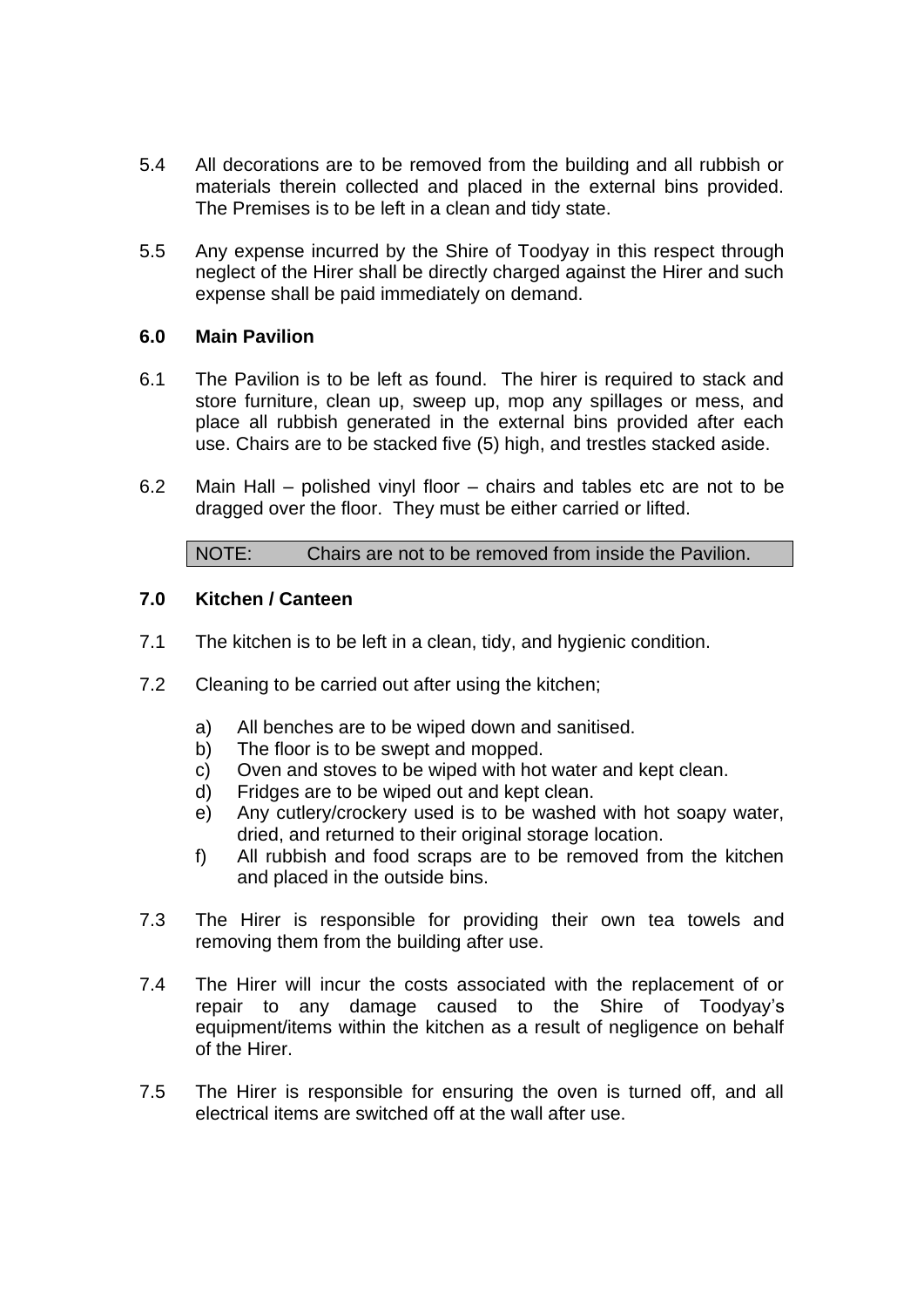5.4 All decorations are to be removed from the building and all rubbish or materials therein collected and placed in the external bins provided. The Premises is to be left in a clean and tidy state.

5.5 Any expense incurred by the Shire of Toodyay in this respect through neglect of the Hirer shall be directly charged against the Hirer and such expense shall be paid immediately on demand.

## 6.0 Main Pavilion

6.1 The Pavilion is to be left as found. The hirer is required to stack and store furniture, clean up, sweep up, mop any spillages or mess, and place all rubbish generated in the external bins provided after each use. Chairs are to be stacked five (5) high, and trestles stacked aside.

6.2 Main Hall – polished vinyl floor – chairs and tables etc are not to be dragged over the floor. They must be either carried or lifted.

| NOTE: | Chairs are not to be removed from inside the Pavilion. |
|---|---|

## 7.0 Kitchen / Canteen

7.1 The kitchen is to be left in a clean, tidy, and hygienic condition.

7.2 Cleaning to be carried out after using the kitchen;

a) All benches are to be wiped down and sanitised.
b) The floor is to be swept and mopped.
c) Oven and stoves to be wiped with hot water and kept clean.
d) Fridges are to be wiped out and kept clean.
e) Any cutlery/crockery used is to be washed with hot soapy water, dried, and returned to their original storage location.
f) All rubbish and food scraps are to be removed from the kitchen and placed in the outside bins.

7.3 The Hirer is responsible for providing their own tea towels and removing them from the building after use.

7.4 The Hirer will incur the costs associated with the replacement of or repair to any damage caused to the Shire of Toodyay's equipment/items within the kitchen as a result of negligence on behalf of the Hirer.

7.5 The Hirer is responsible for ensuring the oven is turned off, and all electrical items are switched off at the wall after use.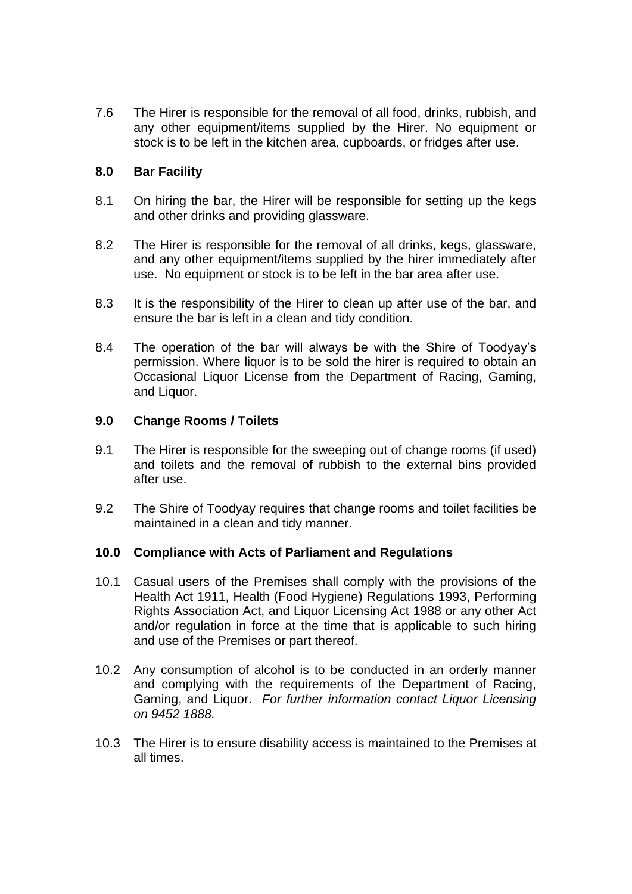7.6 The Hirer is responsible for the removal of all food, drinks, rubbish, and any other equipment/items supplied by the Hirer. No equipment or stock is to be left in the kitchen area, cupboards, or fridges after use.

## 8.0 Bar Facility

8.1 On hiring the bar, the Hirer will be responsible for setting up the kegs and other drinks and providing glassware.

8.2 The Hirer is responsible for the removal of all drinks, kegs, glassware, and any other equipment/items supplied by the hirer immediately after use. No equipment or stock is to be left in the bar area after use.

8.3 It is the responsibility of the Hirer to clean up after use of the bar, and ensure the bar is left in a clean and tidy condition.

8.4 The operation of the bar will always be with the Shire of Toodyay's permission. Where liquor is to be sold the hirer is required to obtain an Occasional Liquor License from the Department of Racing, Gaming, and Liquor.

## 9.0 Change Rooms / Toilets

9.1 The Hirer is responsible for the sweeping out of change rooms (if used) and toilets and the removal of rubbish to the external bins provided after use.

9.2 The Shire of Toodyay requires that change rooms and toilet facilities be maintained in a clean and tidy manner.

## 10.0 Compliance with Acts of Parliament and Regulations

10.1 Casual users of the Premises shall comply with the provisions of the Health Act 1911, Health (Food Hygiene) Regulations 1993, Performing Rights Association Act, and Liquor Licensing Act 1988 or any other Act and/or regulation in force at the time that is applicable to such hiring and use of the Premises or part thereof.

10.2 Any consumption of alcohol is to be conducted in an orderly manner and complying with the requirements of the Department of Racing, Gaming, and Liquor. *For further information contact Liquor Licensing on 9452 1888.*

10.3 The Hirer is to ensure disability access is maintained to the Premises at all times.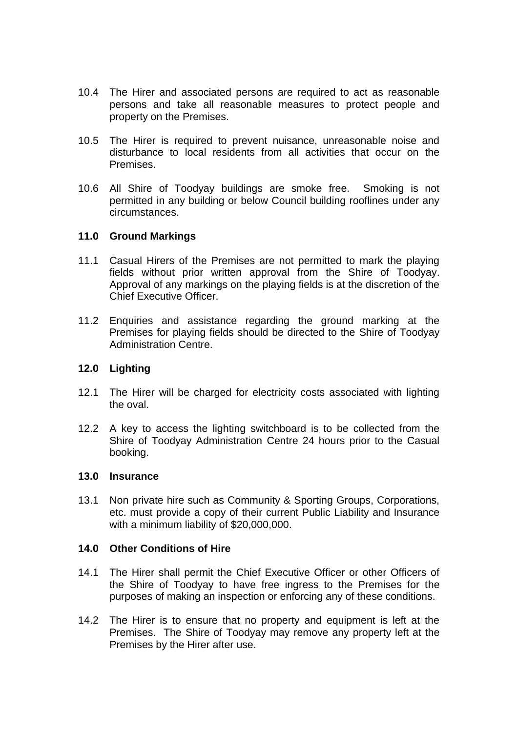10.4 The Hirer and associated persons are required to act as reasonable persons and take all reasonable measures to protect people and property on the Premises.

10.5 The Hirer is required to prevent nuisance, unreasonable noise and disturbance to local residents from all activities that occur on the Premises.

10.6 All Shire of Toodyay buildings are smoke free. Smoking is not permitted in any building or below Council building rooflines under any circumstances.

## 11.0 Ground Markings

11.1 Casual Hirers of the Premises are not permitted to mark the playing fields without prior written approval from the Shire of Toodyay. Approval of any markings on the playing fields is at the discretion of the Chief Executive Officer.

11.2 Enquiries and assistance regarding the ground marking at the Premises for playing fields should be directed to the Shire of Toodyay Administration Centre.

## 12.0 Lighting

12.1 The Hirer will be charged for electricity costs associated with lighting the oval.

12.2 A key to access the lighting switchboard is to be collected from the Shire of Toodyay Administration Centre 24 hours prior to the Casual booking.

## 13.0 Insurance

13.1 Non private hire such as Community & Sporting Groups, Corporations, etc. must provide a copy of their current Public Liability and Insurance with a minimum liability of $20,000,000.

## 14.0 Other Conditions of Hire

14.1 The Hirer shall permit the Chief Executive Officer or other Officers of the Shire of Toodyay to have free ingress to the Premises for the purposes of making an inspection or enforcing any of these conditions.

14.2 The Hirer is to ensure that no property and equipment is left at the Premises. The Shire of Toodyay may remove any property left at the Premises by the Hirer after use.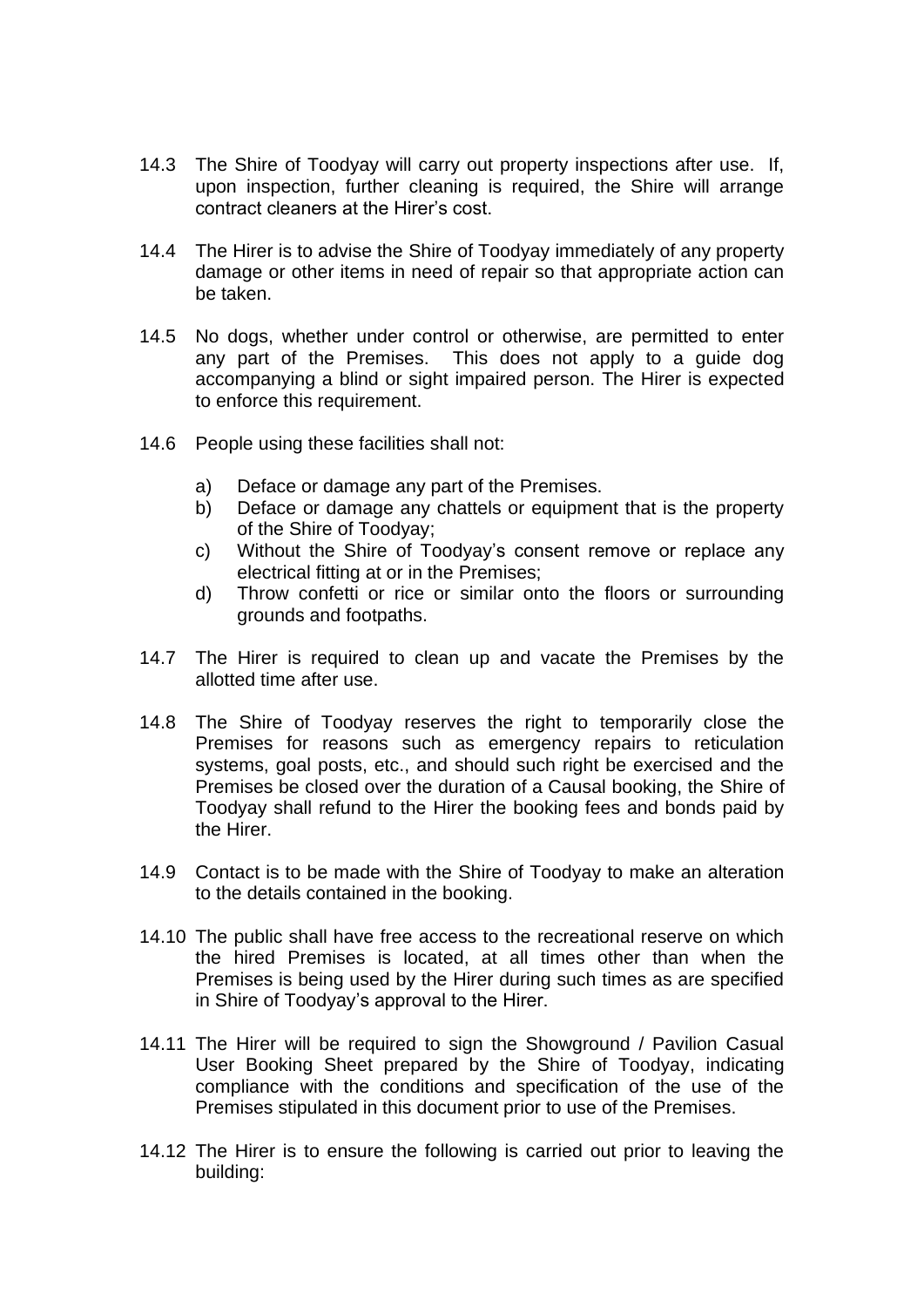14.3 The Shire of Toodyay will carry out property inspections after use. If, upon inspection, further cleaning is required, the Shire will arrange contract cleaners at the Hirer's cost.

14.4 The Hirer is to advise the Shire of Toodyay immediately of any property damage or other items in need of repair so that appropriate action can be taken.

14.5 No dogs, whether under control or otherwise, are permitted to enter any part of the Premises. This does not apply to a guide dog accompanying a blind or sight impaired person. The Hirer is expected to enforce this requirement.

14.6 People using these facilities shall not:

a) Deface or damage any part of the Premises.
b) Deface or damage any chattels or equipment that is the property of the Shire of Toodyay;
c) Without the Shire of Toodyay's consent remove or replace any electrical fitting at or in the Premises;
d) Throw confetti or rice or similar onto the floors or surrounding grounds and footpaths.

14.7 The Hirer is required to clean up and vacate the Premises by the allotted time after use.

14.8 The Shire of Toodyay reserves the right to temporarily close the Premises for reasons such as emergency repairs to reticulation systems, goal posts, etc., and should such right be exercised and the Premises be closed over the duration of a Causal booking, the Shire of Toodyay shall refund to the Hirer the booking fees and bonds paid by the Hirer.

14.9 Contact is to be made with the Shire of Toodyay to make an alteration to the details contained in the booking.

14.10 The public shall have free access to the recreational reserve on which the hired Premises is located, at all times other than when the Premises is being used by the Hirer during such times as are specified in Shire of Toodyay's approval to the Hirer.

14.11 The Hirer will be required to sign the Showground / Pavilion Casual User Booking Sheet prepared by the Shire of Toodyay, indicating compliance with the conditions and specification of the use of the Premises stipulated in this document prior to use of the Premises.

14.12 The Hirer is to ensure the following is carried out prior to leaving the building: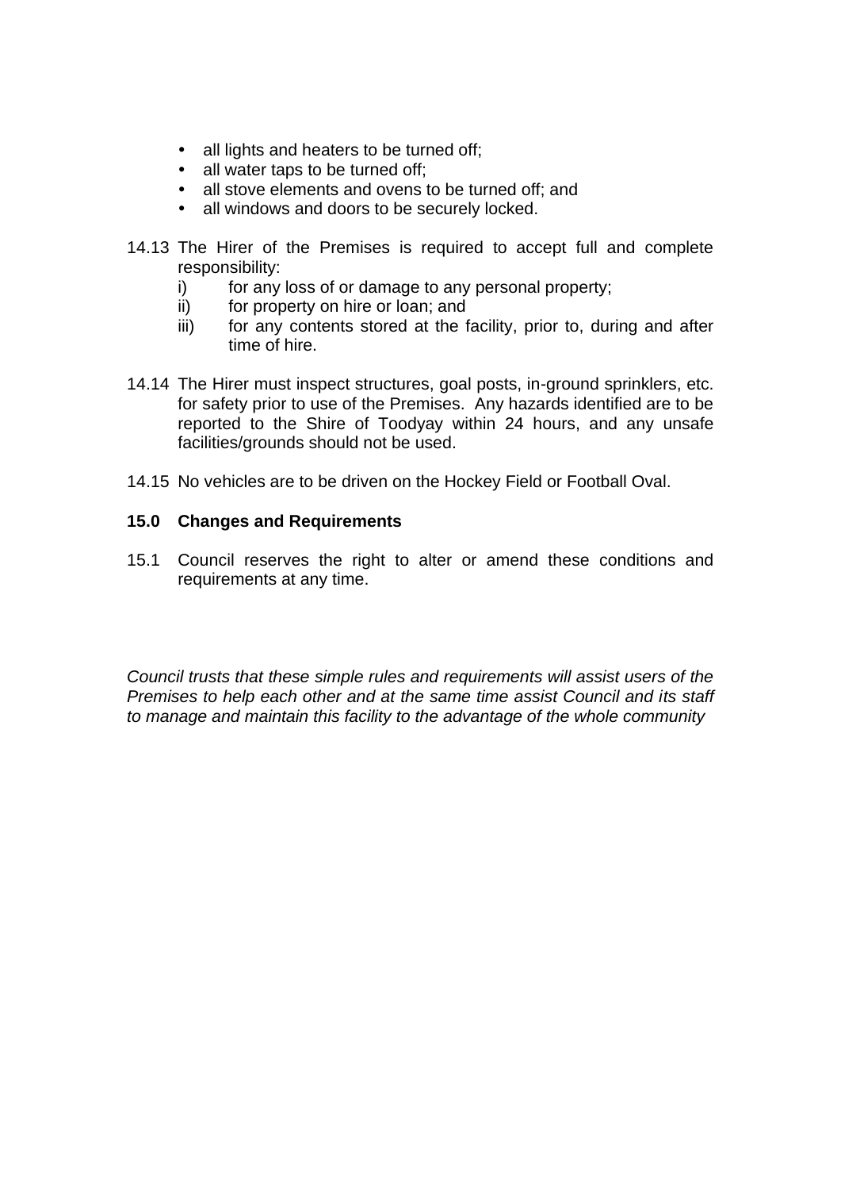- all lights and heaters to be turned off;
- all water taps to be turned off;
- all stove elements and ovens to be turned off; and
- all windows and doors to be securely locked.

14.13 The Hirer of the Premises is required to accept full and complete responsibility:

i) for any loss of or damage to any personal property;

ii) for property on hire or loan; and

iii) for any contents stored at the facility, prior to, during and after time of hire.

14.14 The Hirer must inspect structures, goal posts, in-ground sprinklers, etc. for safety prior to use of the Premises. Any hazards identified are to be reported to the Shire of Toodyay within 24 hours, and any unsafe facilities/grounds should not be used.

14.15 No vehicles are to be driven on the Hockey Field or Football Oval.

## 15.0 Changes and Requirements

15.1 Council reserves the right to alter or amend these conditions and requirements at any time.

*Council trusts that these simple rules and requirements will assist users of the Premises to help each other and at the same time assist Council and its staff to manage and maintain this facility to the advantage of the whole community*